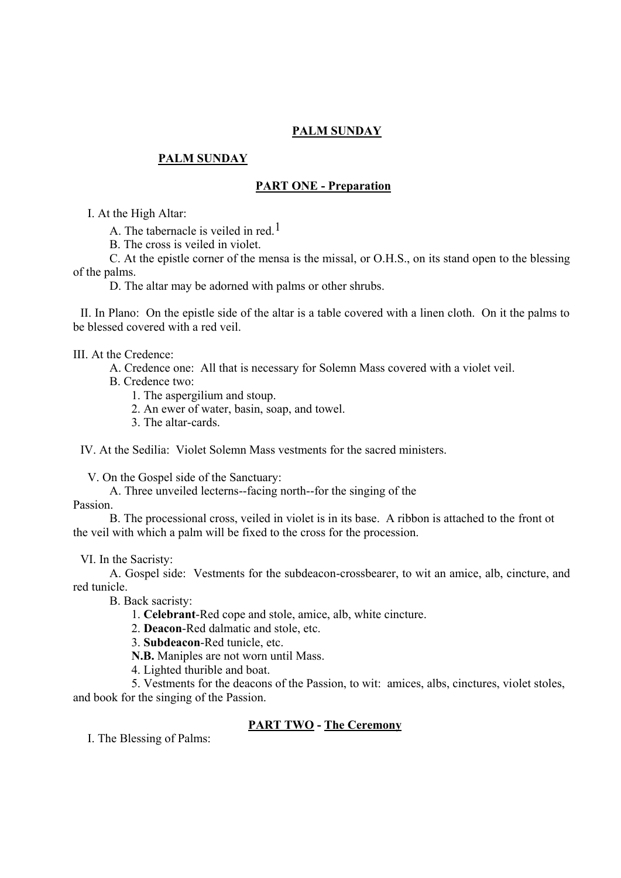# PALM SUNDAY

## PALM SUNDAY

### PART ONE - Preparation

I. At the High Altar:

A. The tabernacle is veiled in red.[1]

B. The cross is veiled in violet.

C. At the epistle corner of the mensa is the missal, or O.H.S., on its stand open to the blessing of the palms.

D. The altar may be adorned with palms or other shrubs.

II. In Plano: On the epistle side of the altar is a table covered with a linen cloth. On it the palms to be blessed covered with a red veil.

III. At the Credence:

A. Credence one: All that is necessary for Solemn Mass covered with a violet veil.

B. Credence two:

1. The aspergilium and stoup.
2. An ewer of water, basin, soap, and towel.
3. The altar-cards.

IV. At the Sedilia: Violet Solemn Mass vestments for the sacred ministers.

V. On the Gospel side of the Sanctuary:

A. Three unveiled lecterns--facing north--for the singing of the Passion.

B. The processional cross, veiled in violet is in its base. A ribbon is attached to the front ot the veil with which a palm will be fixed to the cross for the procession.

VI. In the Sacristy:

A. Gospel side: Vestments for the subdeacon-crossbearer, to wit an amice, alb, cincture, and red tunicle.

B. Back sacristy:

1. **Celebrant**-Red cope and stole, amice, alb, white cincture.
2. **Deacon**-Red dalmatic and stole, etc.
3. **Subdeacon**-Red tunicle, etc.

**N.B.** Maniples are not worn until Mass.

4. Lighted thurible and boat.
5. Vestments for the deacons of the Passion, to wit: amices, albs, cinctures, violet stoles, and book for the singing of the Passion.

### PART TWO - The Ceremony

I. The Blessing of Palms: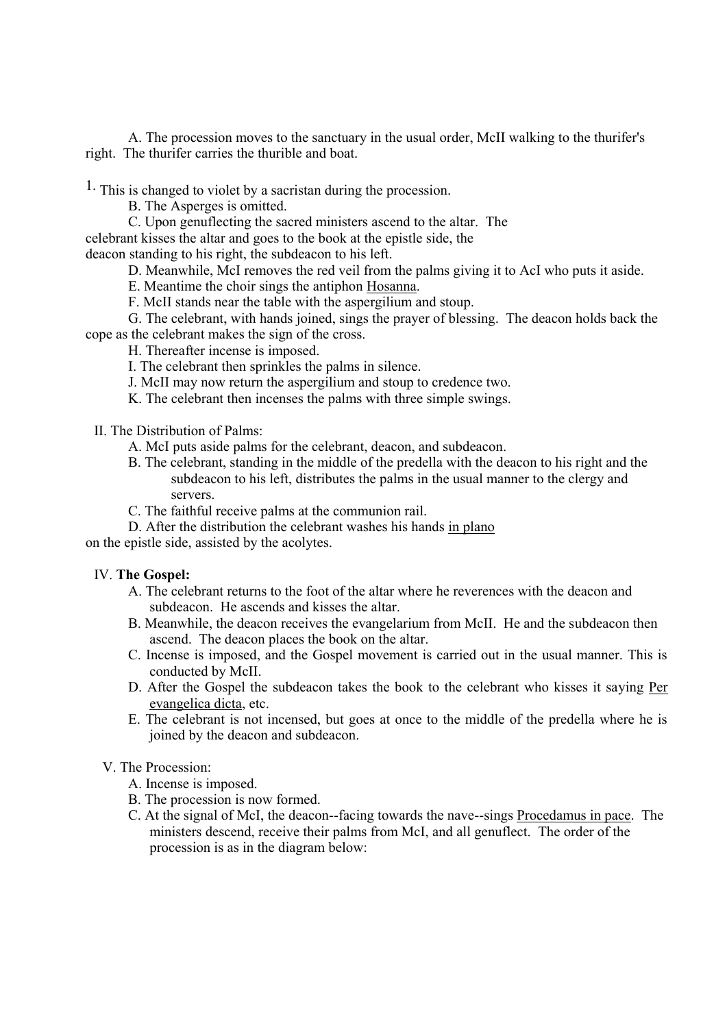A. The procession moves to the sanctuary in the usual order, McII walking to the thurifer's right. The thurifer carries the thurible and boat.

1. This is changed to violet by a sacristan during the procession.

B. The Asperges is omitted.

C. Upon genuflecting the sacred ministers ascend to the altar. The celebrant kisses the altar and goes to the book at the epistle side, the deacon standing to his right, the subdeacon to his left.

D. Meanwhile, McI removes the red veil from the palms giving it to AcI who puts it aside.

E. Meantime the choir sings the antiphon Hosanna.

F. McII stands near the table with the aspergilium and stoup.

G. The celebrant, with hands joined, sings the prayer of blessing. The deacon holds back the cope as the celebrant makes the sign of the cross.

H. Thereafter incense is imposed.

I. The celebrant then sprinkles the palms in silence.

J. McII may now return the aspergilium and stoup to credence two.

K. The celebrant then incenses the palms with three simple swings.

II. The Distribution of Palms:

A. McI puts aside palms for the celebrant, deacon, and subdeacon.

B. The celebrant, standing in the middle of the predella with the deacon to his right and the subdeacon to his left, distributes the palms in the usual manner to the clergy and servers.

C. The faithful receive palms at the communion rail.

D. After the distribution the celebrant washes his hands in plano on the epistle side, assisted by the acolytes.

IV. **The Gospel:**

A. The celebrant returns to the foot of the altar where he reverences with the deacon and subdeacon. He ascends and kisses the altar.

B. Meanwhile, the deacon receives the evangelarium from McII. He and the subdeacon then ascend. The deacon places the book on the altar.

C. Incense is imposed, and the Gospel movement is carried out in the usual manner. This is conducted by McII.

D. After the Gospel the subdeacon takes the book to the celebrant who kisses it saying Per evangelica dicta, etc.

E. The celebrant is not incensed, but goes at once to the middle of the predella where he is joined by the deacon and subdeacon.

V. The Procession:

A. Incense is imposed.

B. The procession is now formed.

C. At the signal of McI, the deacon--facing towards the nave--sings Procedamus in pace. The ministers descend, receive their palms from McI, and all genuflect. The order of the procession is as in the diagram below: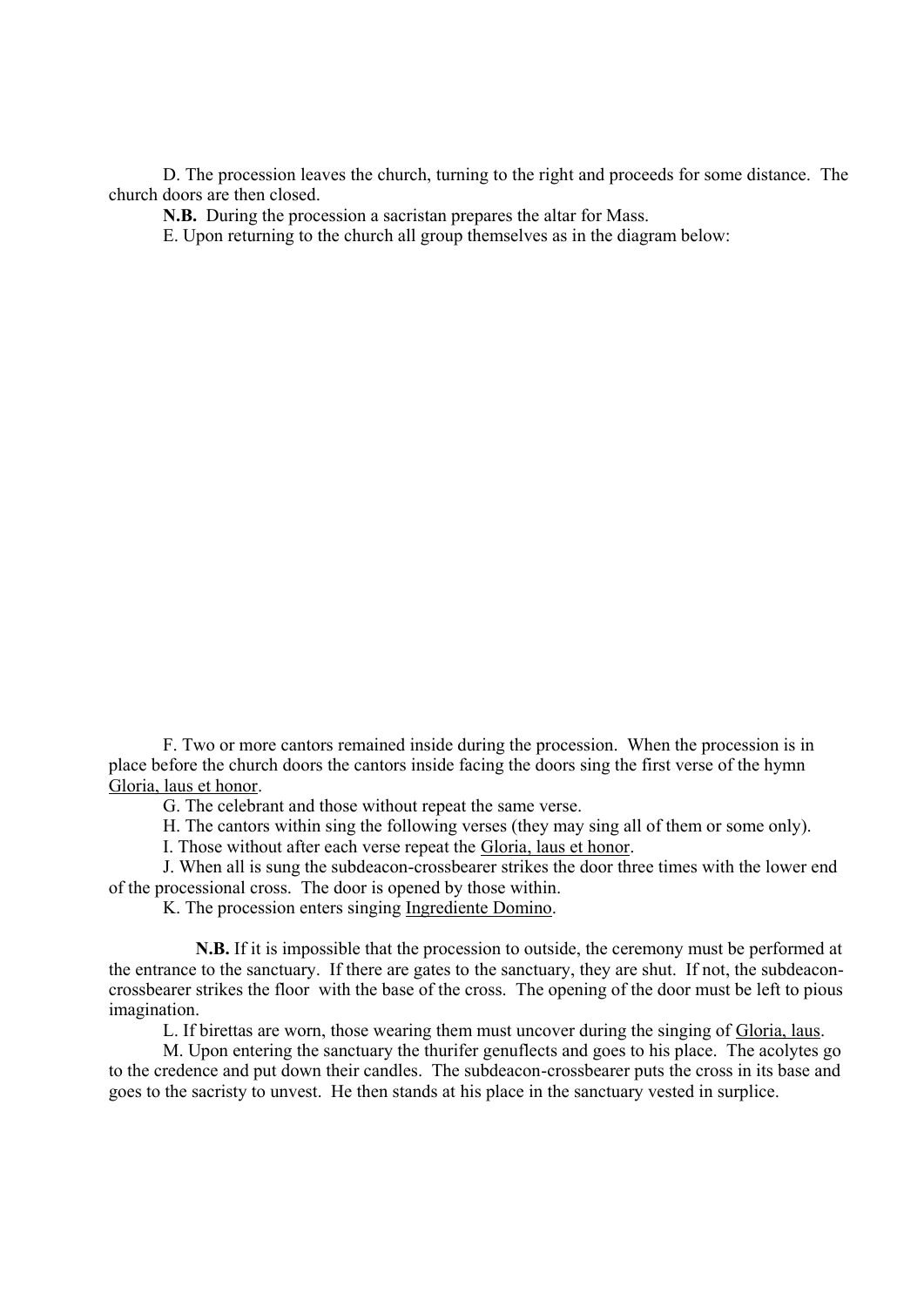D. The procession leaves the church, turning to the right and proceeds for some distance. The church doors are then closed.

**N.B.** During the procession a sacristan prepares the altar for Mass.

E. Upon returning to the church all group themselves as in the diagram below:

F. Two or more cantors remained inside during the procession. When the procession is in place before the church doors the cantors inside facing the doors sing the first verse of the hymn <u>Gloria, laus et honor</u>.

G. The celebrant and those without repeat the same verse.

H. The cantors within sing the following verses (they may sing all of them or some only).

I. Those without after each verse repeat the <u>Gloria, laus et honor</u>.

J. When all is sung the subdeacon-crossbearer strikes the door three times with the lower end of the processional cross. The door is opened by those within.

K. The procession enters singing <u>Ingrediente Domino</u>.

**N.B.** If it is impossible that the procession to outside, the ceremony must be performed at the entrance to the sanctuary. If there are gates to the sanctuary, they are shut. If not, the subdeacon-crossbearer strikes the floor with the base of the cross. The opening of the door must be left to pious imagination.

L. If birettas are worn, those wearing them must uncover during the singing of <u>Gloria, laus</u>.

M. Upon entering the sanctuary the thurifer genuflects and goes to his place. The acolytes go to the credence and put down their candles. The subdeacon-crossbearer puts the cross in its base and goes to the sacristy to unvest. He then stands at his place in the sanctuary vested in surplice.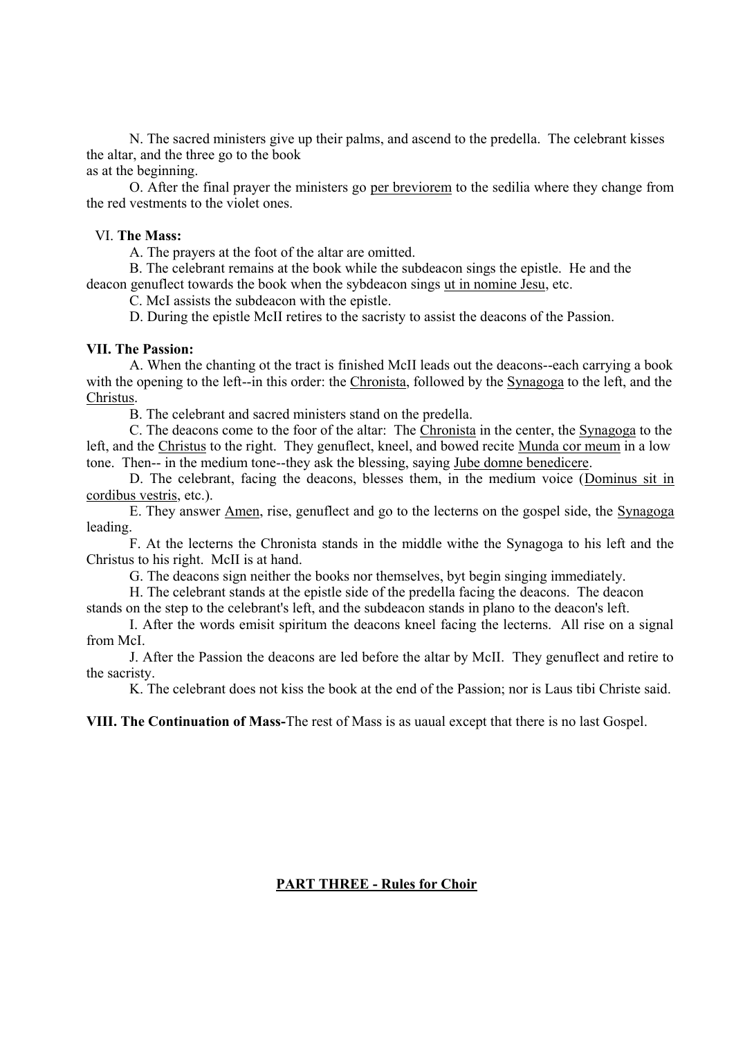N. The sacred ministers give up their palms, and ascend to the predella. The celebrant kisses the altar, and the three go to the book
as at the beginning.

O. After the final prayer the ministers go per breviorem to the sedilia where they change from the red vestments to the violet ones.

VI. **The Mass:**

A. The prayers at the foot of the altar are omitted.

B. The celebrant remains at the book while the subdeacon sings the epistle. He and the deacon genuflect towards the book when the sybdeacon sings ut in nomine Jesu, etc.

C. McI assists the subdeacon with the epistle.

D. During the epistle McII retires to the sacristy to assist the deacons of the Passion.

**VII. The Passion:**

A. When the chanting ot the tract is finished McII leads out the deacons--each carrying a book with the opening to the left--in this order: the Chronista, followed by the Synagoga to the left, and the Christus.

B. The celebrant and sacred ministers stand on the predella.

C. The deacons come to the foor of the altar: The Chronista in the center, the Synagoga to the left, and the Christus to the right. They genuflect, kneel, and bowed recite Munda cor meum in a low tone. Then-- in the medium tone--they ask the blessing, saying Jube domne benedicere.

D. The celebrant, facing the deacons, blesses them, in the medium voice (Dominus sit in cordibus vestris, etc.).

E. They answer Amen, rise, genuflect and go to the lecterns on the gospel side, the Synagoga leading.

F. At the lecterns the Chronista stands in the middle withe the Synagoga to his left and the Christus to his right. McII is at hand.

G. The deacons sign neither the books nor themselves, byt begin singing immediately.

H. The celebrant stands at the epistle side of the predella facing the deacons. The deacon stands on the step to the celebrant's left, and the subdeacon stands in plano to the deacon's left.

I. After the words emisit spiritum the deacons kneel facing the lecterns. All rise on a signal from McI.

J. After the Passion the deacons are led before the altar by McII. They genuflect and retire to the sacristy.

K. The celebrant does not kiss the book at the end of the Passion; nor is Laus tibi Christe said.

**VIII. The Continuation of Mass-**The rest of Mass is as uaual except that there is no last Gospel.

## PART THREE - Rules for Choir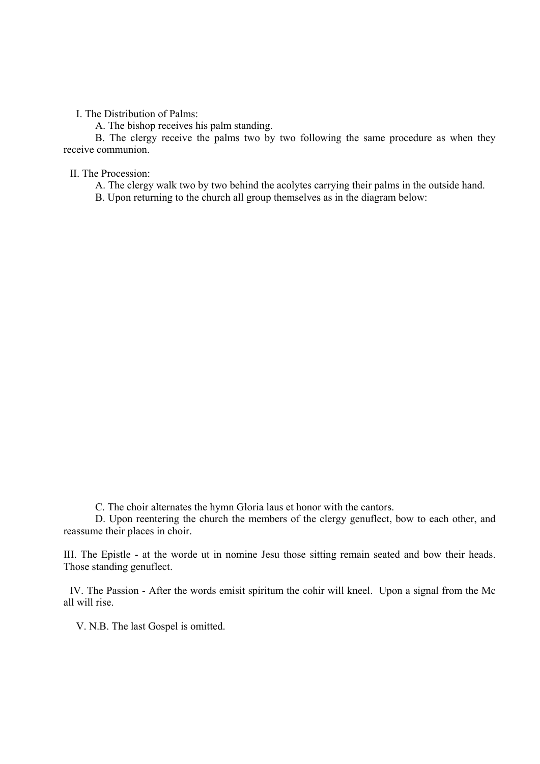I. The Distribution of Palms:

A. The bishop receives his palm standing.

B. The clergy receive the palms two by two following the same procedure as when they receive communion.

II. The Procession:

A. The clergy walk two by two behind the acolytes carrying their palms in the outside hand.

B. Upon returning to the church all group themselves as in the diagram below:

C. The choir alternates the hymn Gloria laus et honor with the cantors.

D. Upon reentering the church the members of the clergy genuflect, bow to each other, and reassume their places in choir.

III. The Epistle - at the worde ut in nomine Jesu those sitting remain seated and bow their heads. Those standing genuflect.

IV. The Passion - After the words emisit spiritum the cohir will kneel. Upon a signal from the Mc all will rise.

V. N.B. The last Gospel is omitted.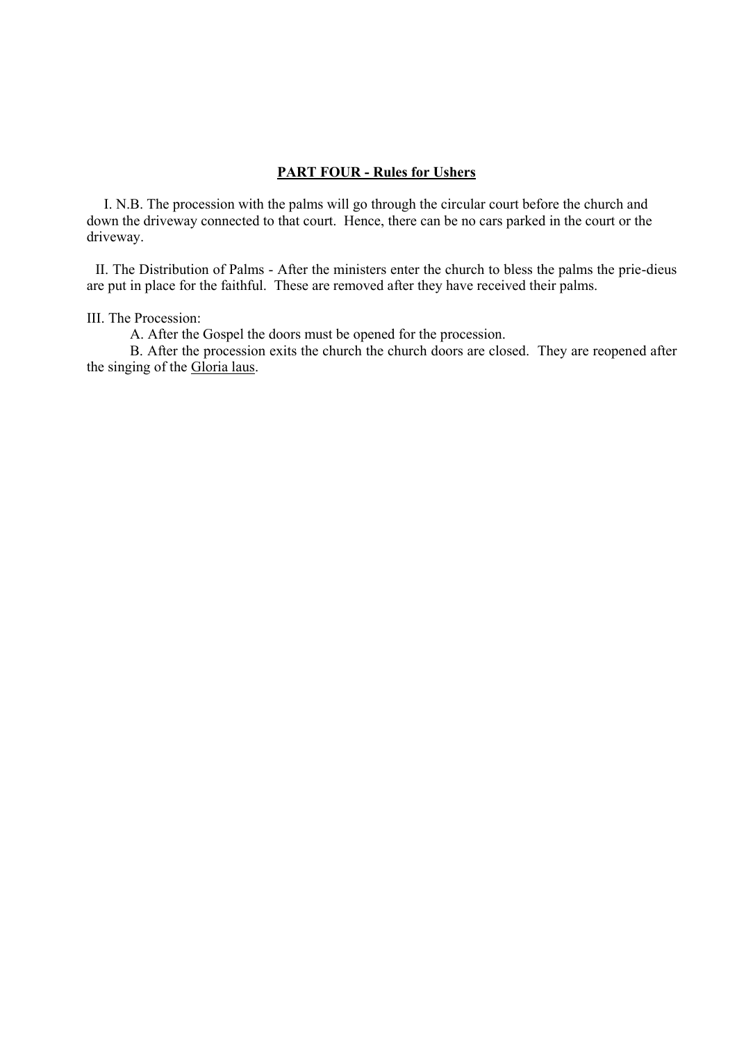## PART FOUR - Rules for Ushers

I. N.B. The procession with the palms will go through the circular court before the church and down the driveway connected to that court. Hence, there can be no cars parked in the court or the driveway.

II. The Distribution of Palms - After the ministers enter the church to bless the palms the prie-dieus are put in place for the faithful. These are removed after they have received their palms.

III. The Procession:

A. After the Gospel the doors must be opened for the procession.

B. After the procession exits the church the church doors are closed. They are reopened after the singing of the Gloria laus.